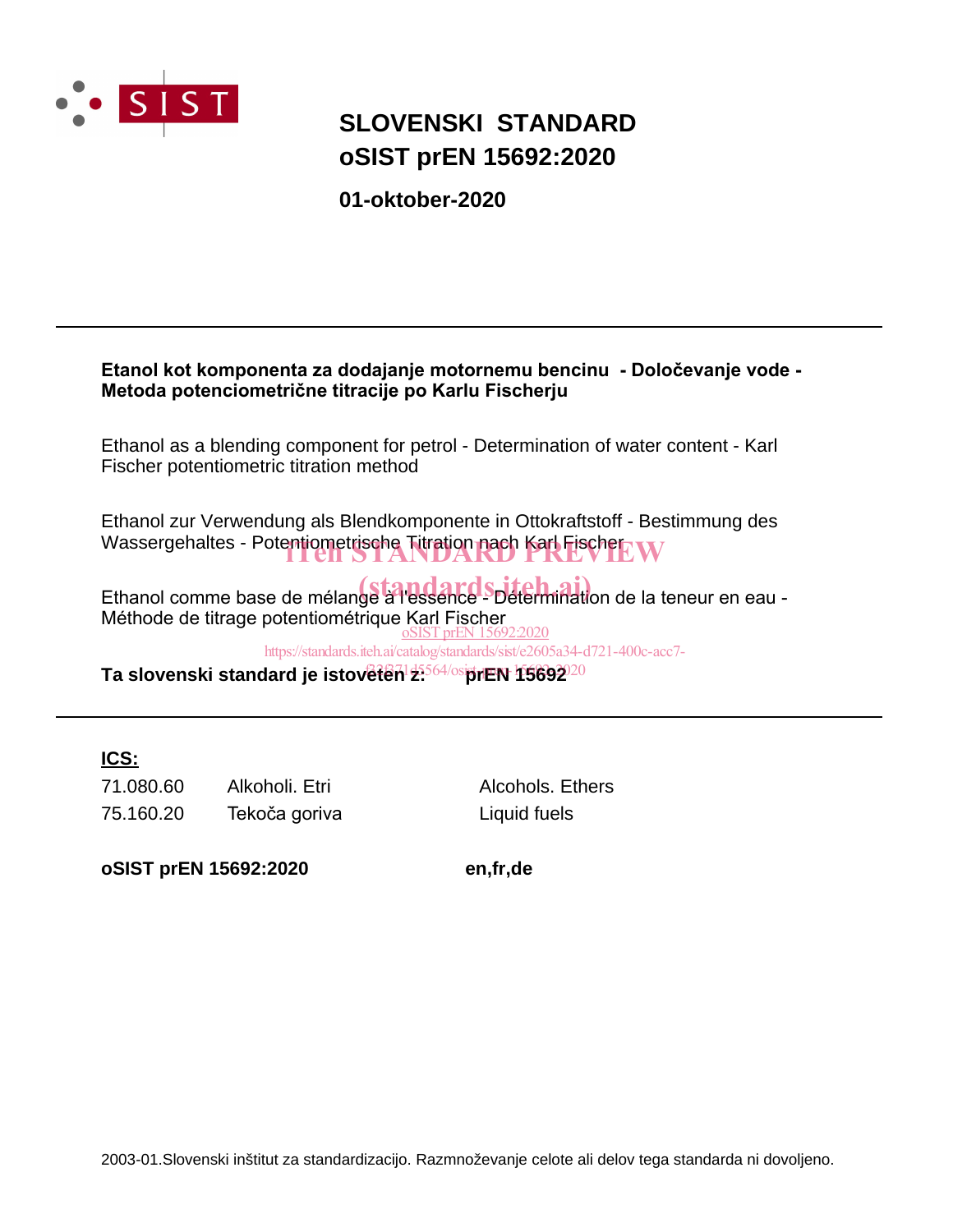# SLOVENSKI STANDARD
# oSIST prEN 15692:2020

**01-oktober-2020**

---

**Etanol kot komponenta za dodajanje motornemu bencinu - Določevanje vode - Metoda potenciometrične titracije po Karlu Fischerju**

Ethanol as a blending component for petrol - Determination of water content - Karl Fischer potentiometric titration method

Ethanol zur Verwendung als Blendkomponente in Ottokraftstoff - Bestimmung des Wassergehaltes - Potentiometrische Titration nach Karl Fischer

Ethanol comme base de mélange à l'essence - Détermination de la teneur en eau - Méthode de titrage potentiométrique Karl Fischer

**Ta slovenski standard je istoveten z: prEN 15692**

---

**ICS:**

| | | |
|---|---|---|
| 71.080.60 | Alkoholi. Etri | Alcohols. Ethers |
| 75.160.20 | Tekoča goriva | Liquid fuels |

**oSIST prEN 15692:2020** **en,fr,de**

2003-01.Slovenski inštitut za standardizacijo. Razmnoževanje celote ali delov tega standarda ni dovoljeno.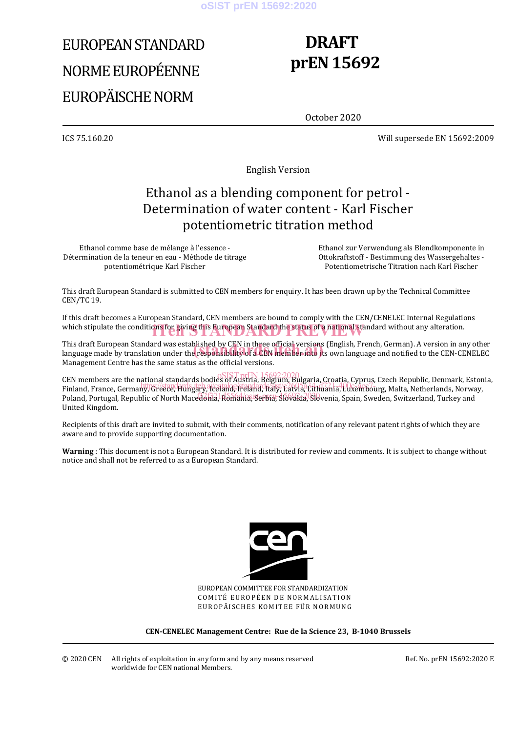# EUROPEAN STANDARD
# NORME EUROPÉENNE
# EUROPÄISCHE NORM

**DRAFT**
**prEN 15692**

October 2020

ICS 75.160.20

Will supersede EN 15692:2009

English Version

## Ethanol as a blending component for petrol - Determination of water content - Karl Fischer potentiometric titration method

Ethanol comme base de mélange à l'essence - Détermination de la teneur en eau - Méthode de titrage potentiométrique Karl Fischer

Ethanol zur Verwendung als Blendkomponente in Ottokraftstoff - Bestimmung des Wassergehaltes - Potentiometrische Titration nach Karl Fischer

This draft European Standard is submitted to CEN members for enquiry. It has been drawn up by the Technical Committee CEN/TC 19.

If this draft becomes a European Standard, CEN members are bound to comply with the CEN/CENELEC Internal Regulations which stipulate the conditions for giving this European Standard the status of a national standard without any alteration.

This draft European Standard was established by CEN in three official versions (English, French, German). A version in any other language made by translation under the responsibility of a CEN member into its own language and notified to the CEN-CENELEC Management Centre has the same status as the official versions.

CEN members are the national standards bodies of Austria, Belgium, Bulgaria, Croatia, Cyprus, Czech Republic, Denmark, Estonia, Finland, France, Germany, Greece, Hungary, Iceland, Ireland, Italy, Latvia, Lithuania, Luxembourg, Malta, Netherlands, Norway, Poland, Portugal, Republic of North Macedonia, Romania, Serbia, Slovakia, Slovenia, Spain, Sweden, Switzerland, Turkey and United Kingdom.

Recipients of this draft are invited to submit, with their comments, notification of any relevant patent rights of which they are aware and to provide supporting documentation.

**Warning** : This document is not a European Standard. It is distributed for review and comments. It is subject to change without notice and shall not be referred to as a European Standard.

EUROPEAN COMMITTEE FOR STANDARDIZATION
COMITÉ EUROPÉEN DE NORMALISATION
EUROPÄISCHES KOMITEE FÜR NORMUNG

**CEN-CENELEC Management Centre: Rue de la Science 23, B-1040 Brussels**

© 2020 CEN All rights of exploitation in any form and by any means reserved worldwide for CEN national Members.

Ref. No. prEN 15692:2020 E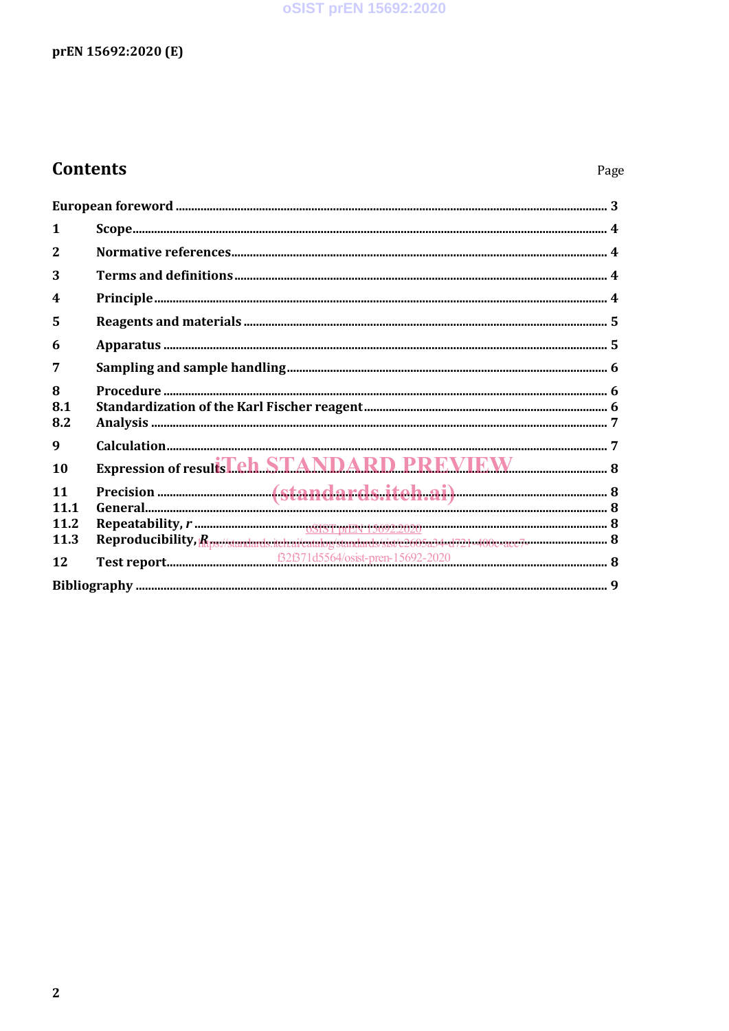# Contents

Page

European foreword ........................................................................................................................................ 3

1 Scope ....................................................................................................................................................... 4

2 Normative references ........................................................................................................................ 4

3 Terms and definitions ........................................................................................................................ 4

4 Principle ................................................................................................................................................. 4

5 Reagents and materials ..................................................................................................................... 5

6 Apparatus .............................................................................................................................................. 5

7 Sampling and sample handling ........................................................................................................ 6

8 Procedure .............................................................................................................................................. 6

8.1 Standardization of the Karl Fischer reagent ............................................................................... 6

8.2 Analysis .................................................................................................................................................. 7

9 Calculation ............................................................................................................................................. 7

10 Expression of results .......................................................................................................................... 8

11 Precision ................................................................................................................................................ 8

11.1 General.................................................................................................................................................... 8

11.2 Repeatability, *r* ..................................................................................................................................... 8

11.3 Reproducibility, *R* ................................................................................................................................ 8

12 Test report.............................................................................................................................................. 8

Bibliography ................................................................................................................................................... 9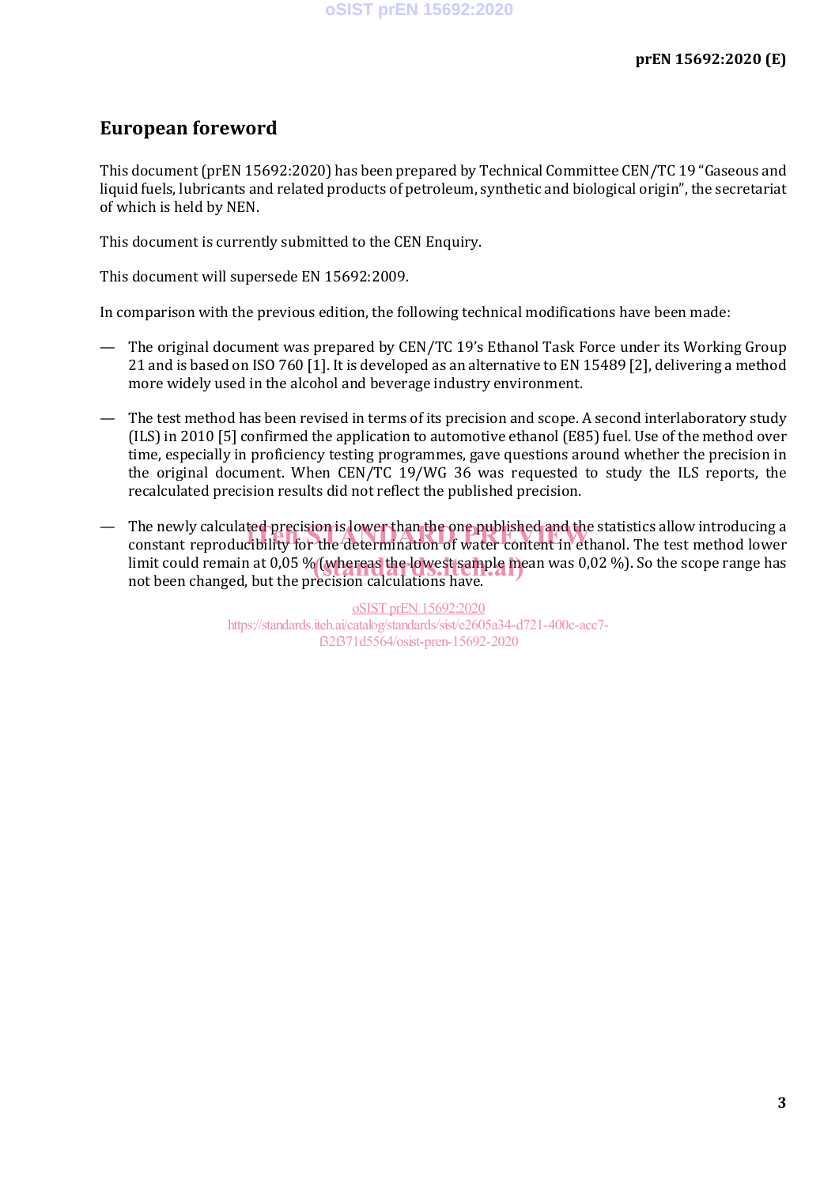# European foreword

This document (prEN 15692:2020) has been prepared by Technical Committee CEN/TC 19 "Gaseous and liquid fuels, lubricants and related products of petroleum, synthetic and biological origin", the secretariat of which is held by NEN.

This document is currently submitted to the CEN Enquiry.

This document will supersede EN 15692:2009.

In comparison with the previous edition, the following technical modifications have been made:

— The original document was prepared by CEN/TC 19's Ethanol Task Force under its Working Group 21 and is based on ISO 760 [1]. It is developed as an alternative to EN 15489 [2], delivering a method more widely used in the alcohol and beverage industry environment.

— The test method has been revised in terms of its precision and scope. A second interlaboratory study (ILS) in 2010 [5] confirmed the application to automotive ethanol (E85) fuel. Use of the method over time, especially in proficiency testing programmes, gave questions around whether the precision in the original document. When CEN/TC 19/WG 36 was requested to study the ILS reports, the recalculated precision results did not reflect the published precision.

— The newly calculated precision is lower than the one published and the statistics allow introducing a constant reproducibility for the determination of water content in ethanol. The test method lower limit could remain at 0,05 % (whereas the lowest sample mean was 0,02 %). So the scope range has not been changed, but the precision calculations have.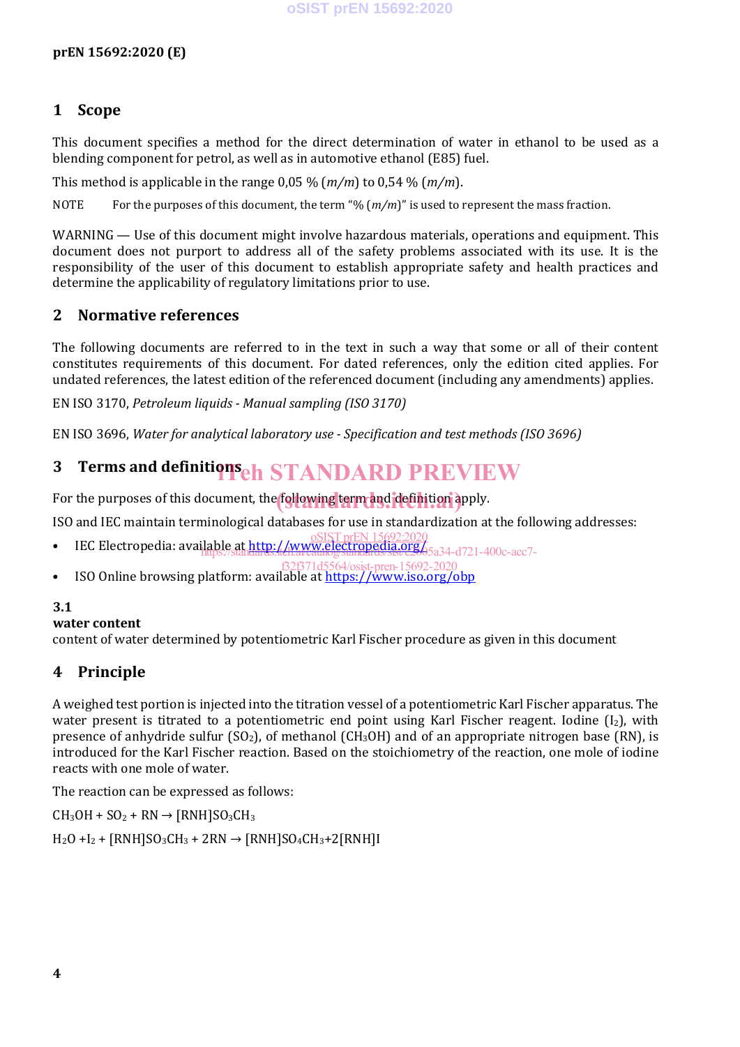## 1 Scope

This document specifies a method for the direct determination of water in ethanol to be used as a blending component for petrol, as well as in automotive ethanol (E85) fuel.

This method is applicable in the range 0,05 % (*m/m*) to 0,54 % (*m/m*).

NOTE For the purposes of this document, the term "% (*m/m*)" is used to represent the mass fraction.

WARNING — Use of this document might involve hazardous materials, operations and equipment. This document does not purport to address all of the safety problems associated with its use. It is the responsibility of the user of this document to establish appropriate safety and health practices and determine the applicability of regulatory limitations prior to use.

## 2 Normative references

The following documents are referred to in the text in such a way that some or all of their content constitutes requirements of this document. For dated references, only the edition cited applies. For undated references, the latest edition of the referenced document (including any amendments) applies.

EN ISO 3170, *Petroleum liquids - Manual sampling (ISO 3170)*

EN ISO 3696, *Water for analytical laboratory use - Specification and test methods (ISO 3696)*

## 3 Terms and definitions

For the purposes of this document, the following term and definition apply.

ISO and IEC maintain terminological databases for use in standardization at the following addresses:

- IEC Electropedia: available at http://www.electropedia.org/
- ISO Online browsing platform: available at https://www.iso.org/obp

**3.1**
**water content**
content of water determined by potentiometric Karl Fischer procedure as given in this document

## 4 Principle

A weighed test portion is injected into the titration vessel of a potentiometric Karl Fischer apparatus. The water present is titrated to a potentiometric end point using Karl Fischer reagent. Iodine ($I_2$), with presence of anhydride sulfur ($SO_2$), of methanol ($CH_3OH$) and of an appropriate nitrogen base (RN), is introduced for the Karl Fischer reaction. Based on the stoichiometry of the reaction, one mole of iodine reacts with one mole of water.

The reaction can be expressed as follows:

$$CH_3OH + SO_2 + RN \rightarrow [RNH]SO_3CH_3$$

$$H_2O + I_2 + [RNH]SO_3CH_3 + 2RN \rightarrow [RNH]SO_4CH_3 + 2[RNH]I$$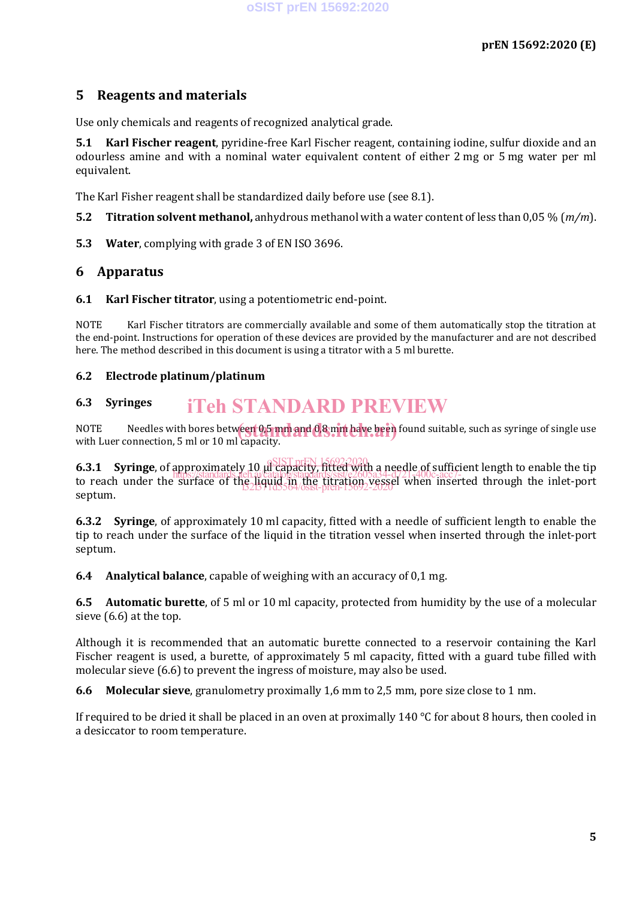## 5 Reagents and materials

Use only chemicals and reagents of recognized analytical grade.

**5.1 Karl Fischer reagent**, pyridine-free Karl Fischer reagent, containing iodine, sulfur dioxide and an odourless amine and with a nominal water equivalent content of either 2 mg or 5 mg water per ml equivalent.

The Karl Fisher reagent shall be standardized daily before use (see 8.1).

**5.2 Titration solvent methanol,** anhydrous methanol with a water content of less than 0,05 % (*m/m*).

**5.3 Water**, complying with grade 3 of EN ISO 3696.

## 6 Apparatus

**6.1 Karl Fischer titrator**, using a potentiometric end-point.

NOTE Karl Fischer titrators are commercially available and some of them automatically stop the titration at the end-point. Instructions for operation of these devices are provided by the manufacturer and are not described here. The method described in this document is using a titrator with a 5 ml burette.

**6.2 Electrode platinum/platinum**

**6.3 Syringes**

NOTE Needles with bores between 0,5 mm and 0,8 mm have been found suitable, such as syringe of single use with Luer connection, 5 ml or 10 ml capacity.

**6.3.1 Syringe**, of approximately 10 µl capacity, fitted with a needle of sufficient length to enable the tip to reach under the surface of the liquid in the titration vessel when inserted through the inlet-port septum.

**6.3.2 Syringe**, of approximately 10 ml capacity, fitted with a needle of sufficient length to enable the tip to reach under the surface of the liquid in the titration vessel when inserted through the inlet-port septum.

**6.4 Analytical balance**, capable of weighing with an accuracy of 0,1 mg.

**6.5 Automatic burette**, of 5 ml or 10 ml capacity, protected from humidity by the use of a molecular sieve (6.6) at the top.

Although it is recommended that an automatic burette connected to a reservoir containing the Karl Fischer reagent is used, a burette, of approximately 5 ml capacity, fitted with a guard tube filled with molecular sieve (6.6) to prevent the ingress of moisture, may also be used.

**6.6 Molecular sieve**, granulometry proximally 1,6 mm to 2,5 mm, pore size close to 1 nm.

If required to be dried it shall be placed in an oven at proximally 140 °C for about 8 hours, then cooled in a desiccator to room temperature.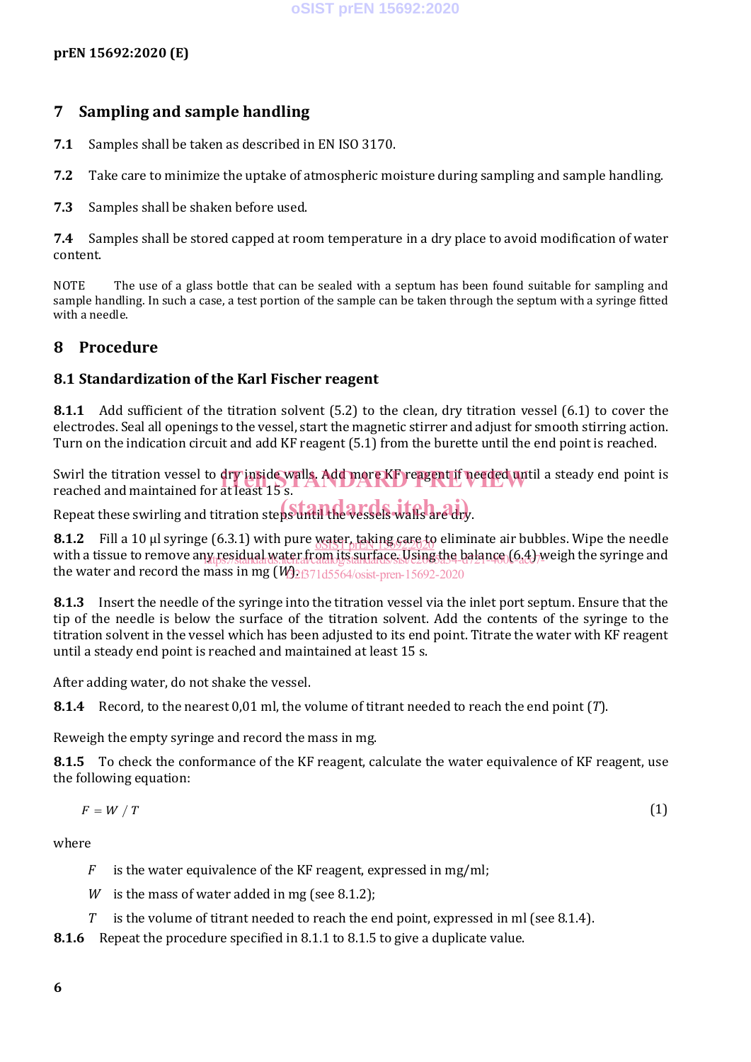## 7 Sampling and sample handling

**7.1** Samples shall be taken as described in EN ISO 3170.

**7.2** Take care to minimize the uptake of atmospheric moisture during sampling and sample handling.

**7.3** Samples shall be shaken before used.

**7.4** Samples shall be stored capped at room temperature in a dry place to avoid modification of water content.

NOTE The use of a glass bottle that can be sealed with a septum has been found suitable for sampling and sample handling. In such a case, a test portion of the sample can be taken through the septum with a syringe fitted with a needle.

## 8 Procedure

### 8.1 Standardization of the Karl Fischer reagent

**8.1.1** Add sufficient of the titration solvent (5.2) to the clean, dry titration vessel (6.1) to cover the electrodes. Seal all openings to the vessel, start the magnetic stirrer and adjust for smooth stirring action. Turn on the indication circuit and add KF reagent (5.1) from the burette until the end point is reached.

Swirl the titration vessel to dry inside walls. Add more KF reagent if needed until a steady end point is reached and maintained for at least 15 s.

Repeat these swirling and titration steps until the vessels walls are dry.

**8.1.2** Fill a 10 µl syringe (6.3.1) with pure water, taking care to eliminate air bubbles. Wipe the needle with a tissue to remove any residual water from its surface. Using the balance (6.4) weigh the syringe and the water and record the mass in mg ($W$).

**8.1.3** Insert the needle of the syringe into the titration vessel via the inlet port septum. Ensure that the tip of the needle is below the surface of the titration solvent. Add the contents of the syringe to the titration solvent in the vessel which has been adjusted to its end point. Titrate the water with KF reagent until a steady end point is reached and maintained at least 15 s.

After adding water, do not shake the vessel.

**8.1.4** Record, to the nearest 0,01 ml, the volume of titrant needed to reach the end point ($T$).

Reweigh the empty syringe and record the mass in mg.

**8.1.5** To check the conformance of the KF reagent, calculate the water equivalence of KF reagent, use the following equation:

$$F = W / T \quad (1)$$

where

- $F$ is the water equivalence of the KF reagent, expressed in mg/ml;
- $W$ is the mass of water added in mg (see 8.1.2);
- $T$ is the volume of titrant needed to reach the end point, expressed in ml (see 8.1.4).

**8.1.6** Repeat the procedure specified in 8.1.1 to 8.1.5 to give a duplicate value.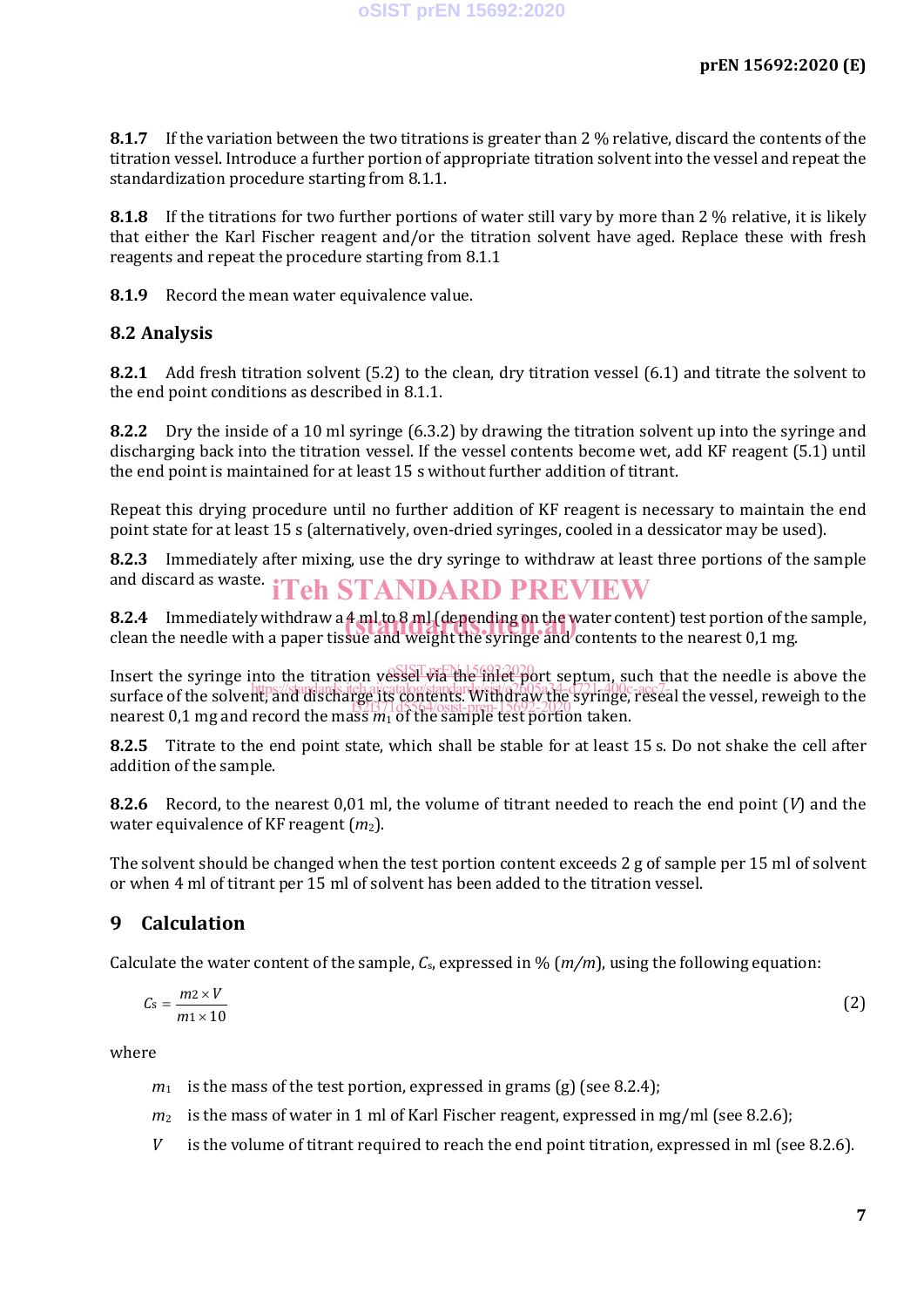**8.1.7** If the variation between the two titrations is greater than 2 % relative, discard the contents of the titration vessel. Introduce a further portion of appropriate titration solvent into the vessel and repeat the standardization procedure starting from 8.1.1.

**8.1.8** If the titrations for two further portions of water still vary by more than 2 % relative, it is likely that either the Karl Fischer reagent and/or the titration solvent have aged. Replace these with fresh reagents and repeat the procedure starting from 8.1.1

**8.1.9** Record the mean water equivalence value.

### 8.2 Analysis

**8.2.1** Add fresh titration solvent (5.2) to the clean, dry titration vessel (6.1) and titrate the solvent to the end point conditions as described in 8.1.1.

**8.2.2** Dry the inside of a 10 ml syringe (6.3.2) by drawing the titration solvent up into the syringe and discharging back into the titration vessel. If the vessel contents become wet, add KF reagent (5.1) until the end point is maintained for at least 15 s without further addition of titrant.

Repeat this drying procedure until no further addition of KF reagent is necessary to maintain the end point state for at least 15 s (alternatively, oven-dried syringes, cooled in a dessicator may be used).

**8.2.3** Immediately after mixing, use the dry syringe to withdraw at least three portions of the sample and discard as waste.

**8.2.4** Immediately withdraw a 4 ml to 8 ml (depending on the water content) test portion of the sample, clean the needle with a paper tissue and weight the syringe and contents to the nearest 0,1 mg.

Insert the syringe into the titration vessel via the inlet port septum, such that the needle is above the surface of the solvent, and discharge its contents. Withdraw the syringe, reseal the vessel, reweigh to the nearest 0,1 mg and record the mass $m_1$ of the sample test portion taken.

**8.2.5** Titrate to the end point state, which shall be stable for at least 15 s. Do not shake the cell after addition of the sample.

**8.2.6** Record, to the nearest 0,01 ml, the volume of titrant needed to reach the end point ($V$) and the water equivalence of KF reagent ($m_2$).

The solvent should be changed when the test portion content exceeds 2 g of sample per 15 ml of solvent or when 4 ml of titrant per 15 ml of solvent has been added to the titration vessel.

## 9 Calculation

Calculate the water content of the sample, $C_s$, expressed in % ($m/m$), using the following equation:

$$C_s = \frac{m_2 \times V}{m_1 \times 10} \tag{2}$$

where

- $m_1$ is the mass of the test portion, expressed in grams (g) (see 8.2.4);
- $m_2$ is the mass of water in 1 ml of Karl Fischer reagent, expressed in mg/ml (see 8.2.6);
- $V$ is the volume of titrant required to reach the end point titration, expressed in ml (see 8.2.6).